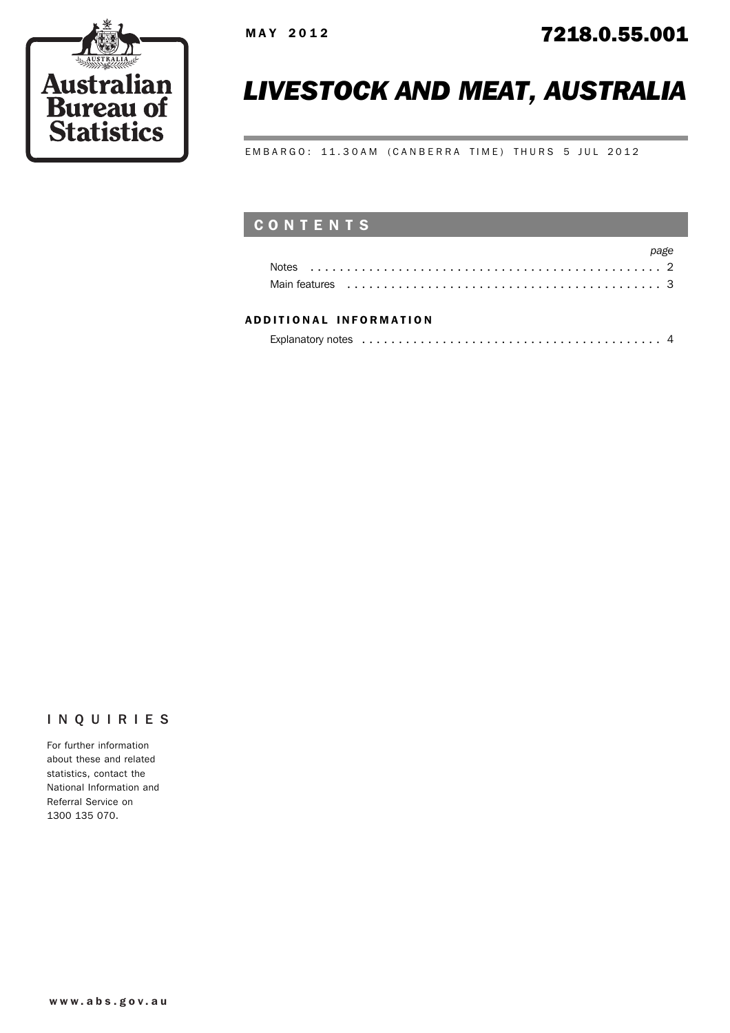Australian Bureau of Statistics

MAY 2012

7218.0.55.001

# LIVESTOCK AND MEAT, AUSTRALIA

EMBARGO: 11.30AM (CANBERRA TIME) THURS 5 JUL 2012

## CONTENTS

| | page |
|---|---|
| Notes | 2 |
| Main features | 3 |

### ADDITIONAL INFORMATION

| | |
|---|---|
| Explanatory notes | 4 |

## INQUIRIES

For further information about these and related statistics, contact the National Information and Referral Service on 1300 135 070.

www.abs.gov.au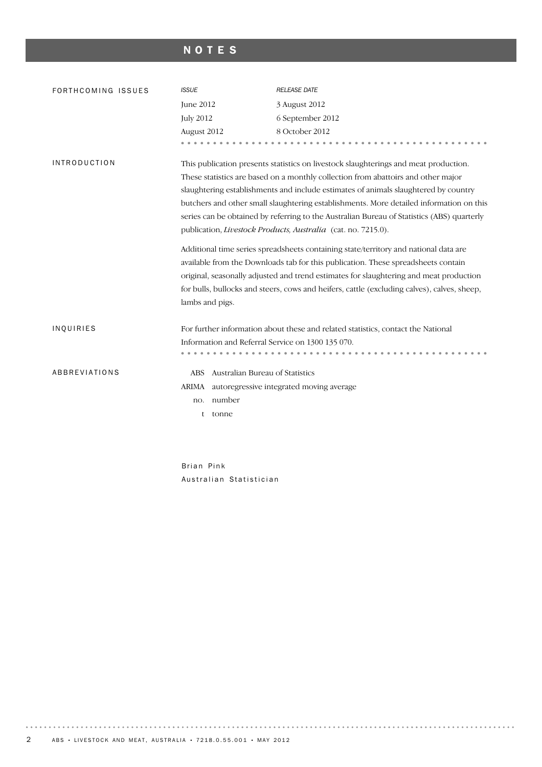# NOTES

## FORTHCOMING ISSUES

| *ISSUE* | *RELEASE DATE* |
| --- | --- |
| June 2012 | 3 August 2012 |
| July 2012 | 6 September 2012 |
| August 2012 | 8 October 2012 |

## INTRODUCTION

This publication presents statistics on livestock slaughterings and meat production. These statistics are based on a monthly collection from abattoirs and other major slaughtering establishments and include estimates of animals slaughtered by country butchers and other small slaughtering establishments. More detailed information on this series can be obtained by referring to the Australian Bureau of Statistics (ABS) quarterly publication, *Livestock Products, Australia* (cat. no. 7215.0).

Additional time series spreadsheets containing state/territory and national data are available from the Downloads tab for this publication. These spreadsheets contain original, seasonally adjusted and trend estimates for slaughtering and meat production for bulls, bullocks and steers, cows and heifers, cattle (excluding calves), calves, sheep, lambs and pigs.

## INQUIRIES

For further information about these and related statistics, contact the National Information and Referral Service on 1300 135 070.

## ABBREVIATIONS

- ABS Australian Bureau of Statistics
- ARIMA autoregressive integrated moving average
- no. number
- t tonne

Brian Pink
Australian Statistician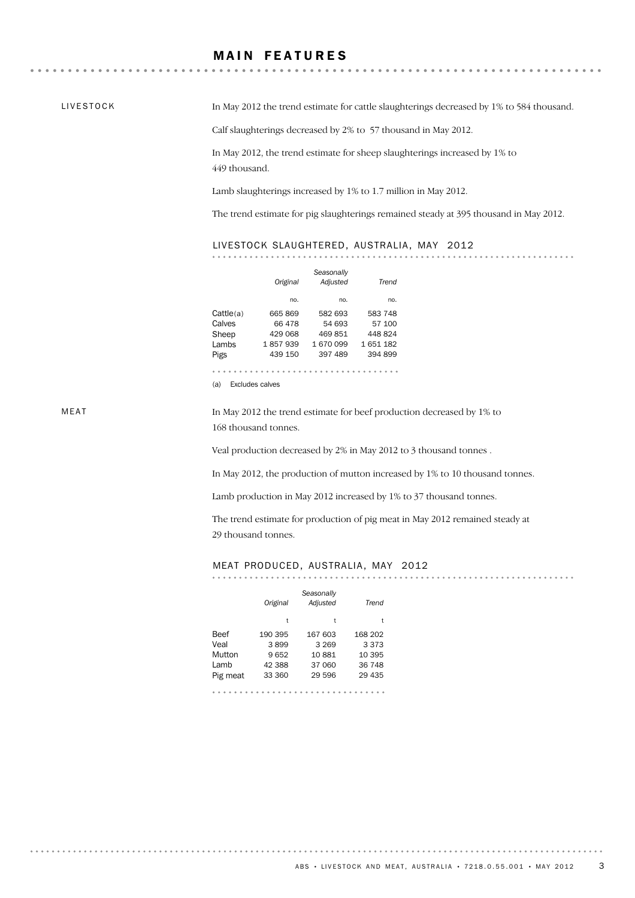# MAIN FEATURES

## LIVESTOCK

In May 2012 the trend estimate for cattle slaughterings decreased by 1% to 584 thousand.

Calf slaughterings decreased by 2% to 57 thousand in May 2012.

In May 2012, the trend estimate for sheep slaughterings increased by 1% to 449 thousand.

Lamb slaughterings increased by 1% to 1.7 million in May 2012.

The trend estimate for pig slaughterings remained steady at 395 thousand in May 2012.

### LIVESTOCK SLAUGHTERED, AUSTRALIA, MAY 2012

| | *Original* | *Seasonally Adjusted* | *Trend* |
|---|---|---|---|
| | no. | no. | no. |
| Cattle(a) | 665 869 | 582 693 | 583 748 |
| Calves | 66 478 | 54 693 | 57 100 |
| Sheep | 429 068 | 469 851 | 448 824 |
| Lambs | 1 857 939 | 1 670 099 | 1 651 182 |
| Pigs | 439 150 | 397 489 | 394 899 |

(a) Excludes calves

## MEAT

In May 2012 the trend estimate for beef production decreased by 1% to 168 thousand tonnes.

Veal production decreased by 2% in May 2012 to 3 thousand tonnes .

In May 2012, the production of mutton increased by 1% to 10 thousand tonnes.

Lamb production in May 2012 increased by 1% to 37 thousand tonnes.

The trend estimate for production of pig meat in May 2012 remained steady at 29 thousand tonnes.

### MEAT PRODUCED, AUSTRALIA, MAY 2012

| | *Original* | *Seasonally Adjusted* | *Trend* |
|---|---|---|---|
| | t | t | t |
| Beef | 190 395 | 167 603 | 168 202 |
| Veal | 3 899 | 3 269 | 3 373 |
| Mutton | 9 652 | 10 881 | 10 395 |
| Lamb | 42 388 | 37 060 | 36 748 |
| Pig meat | 33 360 | 29 596 | 29 435 |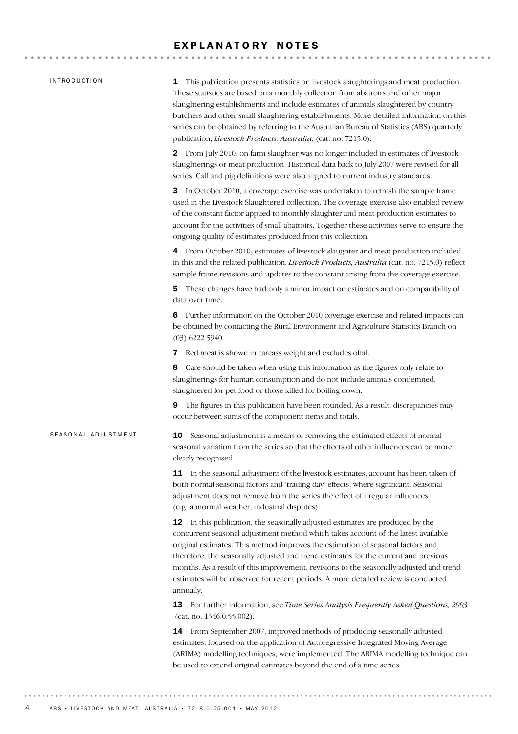# EXPLANATORY NOTES

## INTRODUCTION

**1** This publication presents statistics on livestock slaughterings and meat production. These statistics are based on a monthly collection from abattoirs and other major slaughtering establishments and include estimates of animals slaughtered by country butchers and other small slaughtering establishments. More detailed information on this series can be obtained by referring to the Australian Bureau of Statistics (ABS) quarterly publication, *Livestock Products, Australia,* (cat. no. 7215.0).

**2** From July 2010, on-farm slaughter was no longer included in estimates of livestock slaughterings or meat production. Historical data back to July 2007 were revised for all series. Calf and pig definitions were also aligned to current industry standards.

**3** In October 2010, a coverage exercise was undertaken to refresh the sample frame used in the Livestock Slaughtered collection. The coverage exercise also enabled review of the constant factor applied to monthly slaughter and meat production estimates to account for the activities of small abattoirs. Together these activities serve to ensure the ongoing quality of estimates produced from this collection.

**4** From October 2010, estimates of livestock slaughter and meat production included in this and the related publication*, Livestock Products, Australia* (cat. no. 7215.0) reflect sample frame revisions and updates to the constant arising from the coverage exercise.

**5** These changes have had only a minor impact on estimates and on comparability of data over time.

**6** Further information on the October 2010 coverage exercise and related impacts can be obtained by contacting the Rural Environment and Agriculture Statistics Branch on (03) 6222 5940.

**7** Red meat is shown in carcass weight and excludes offal.

**8** Care should be taken when using this information as the figures only relate to slaughterings for human consumption and do not include animals condemned, slaughtered for pet food or those killed for boiling down.

**9** The figures in this publication have been rounded. As a result, discrepancies may occur between sums of the component items and totals.

## SEASONAL ADJUSTMENT

**10** Seasonal adjustment is a means of removing the estimated effects of normal seasonal variation from the series so that the effects of other influences can be more clearly recognised.

**11** In the seasonal adjustment of the livestock estimates, account has been taken of both normal seasonal factors and 'trading day' effects, where significant. Seasonal adjustment does not remove from the series the effect of irregular influences (e.g. abnormal weather, industrial disputes).

**12** In this publication, the seasonally adjusted estimates are produced by the concurrent seasonal adjustment method which takes account of the latest available original estimates. This method improves the estimation of seasonal factors and, therefore, the seasonally adjusted and trend estimates for the current and previous months. As a result of this improvement, revisions to the seasonally adjusted and trend estimates will be observed for recent periods. A more detailed review is conducted annually.

**13** For further information, see *Time Series Analysis Frequently Asked Questions, 2003* (cat. no. 1346.0.55.002).

**14** From September 2007, improved methods of producing seasonally adjusted estimates, focused on the application of Autoregressive Integrated Moving Average (ARIMA) modelling techniques, were implemented. The ARIMA modelling technique can be used to extend original estimates beyond the end of a time series.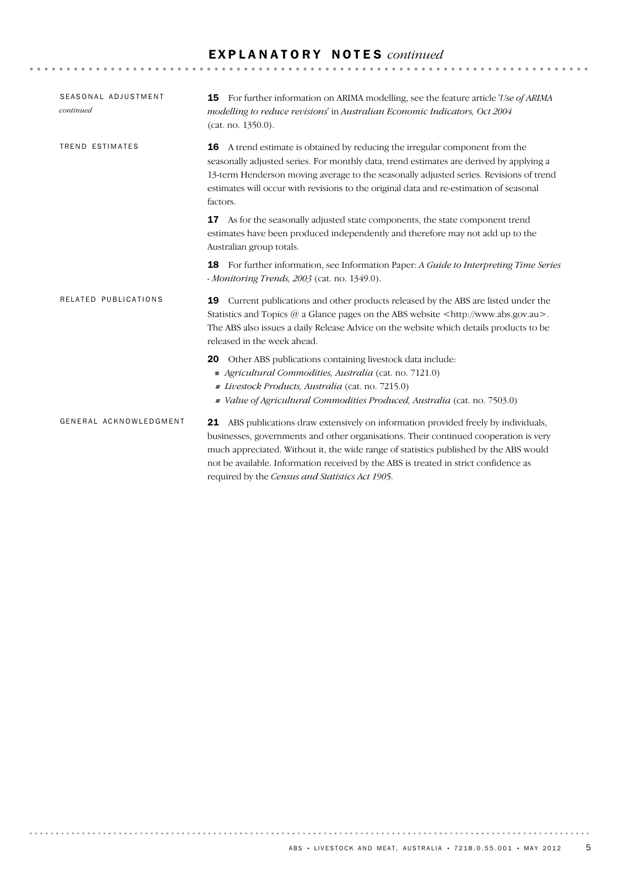# EXPLANATORY NOTES *continued*

## SEASONAL ADJUSTMENT *continued*

**15** For further information on ARIMA modelling, see the feature article '*Use of ARIMA modelling to reduce revisions*' in *Australian Economic Indicators, Oct 2004* (cat. no. 1350.0).

## TREND ESTIMATES

**16** A trend estimate is obtained by reducing the irregular component from the seasonally adjusted series. For monthly data, trend estimates are derived by applying a 13-term Henderson moving average to the seasonally adjusted series. Revisions of trend estimates will occur with revisions to the original data and re-estimation of seasonal factors.

**17** As for the seasonally adjusted state components, the state component trend estimates have been produced independently and therefore may not add up to the Australian group totals.

**18** For further information, see Information Paper: *A Guide to Interpreting Time Series - Monitoring Trends, 2003* (cat. no. 1349.0).

## RELATED PUBLICATIONS

**19** Current publications and other products released by the ABS are listed under the Statistics and Topics @ a Glance pages on the ABS website <http://www.abs.gov.au>. The ABS also issues a daily Release Advice on the website which details products to be released in the week ahead.

**20** Other ABS publications containing livestock data include:

- *Agricultural Commodities, Australia* (cat. no. 7121.0)
- *Livestock Products, Australia* (cat. no. 7215.0)
- *Value of Agricultural Commodities Produced, Australia* (cat. no. 7503.0)

## GENERAL ACKNOWLEDGMENT

**21** ABS publications draw extensively on information provided freely by individuals, businesses, governments and other organisations. Their continued cooperation is very much appreciated. Without it, the wide range of statistics published by the ABS would not be available. Information received by the ABS is treated in strict confidence as required by the *Census and Statistics Act 1905*.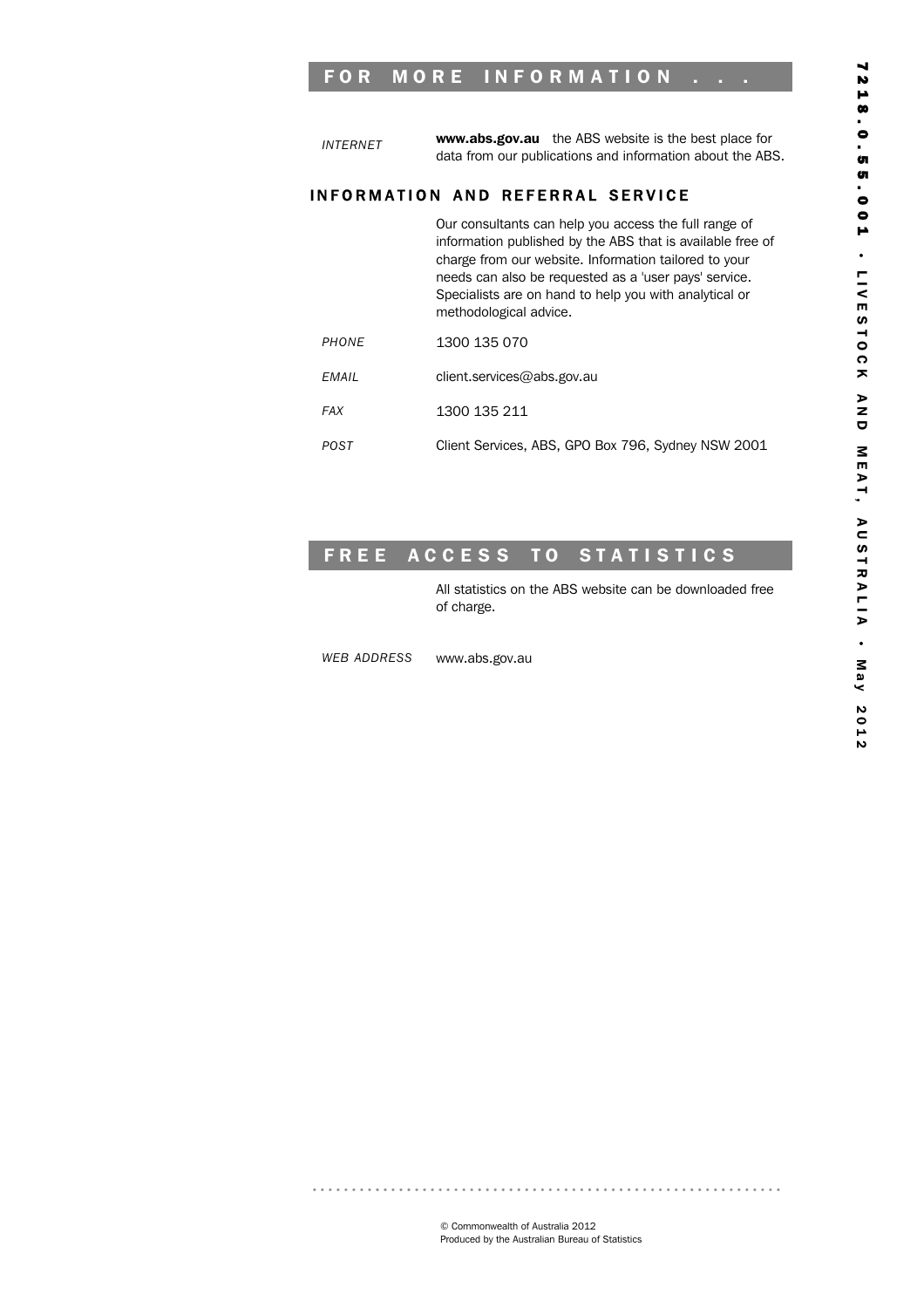## FOR MORE INFORMATION . . .

*INTERNET* **www.abs.gov.au** the ABS website is the best place for data from our publications and information about the ABS.

### INFORMATION AND REFERRAL SERVICE

Our consultants can help you access the full range of information published by the ABS that is available free of charge from our website. Information tailored to your needs can also be requested as a 'user pays' service. Specialists are on hand to help you with analytical or methodological advice.

*PHONE* 1300 135 070

*EMAIL* client.services@abs.gov.au

*FAX* 1300 135 211

*POST* Client Services, ABS, GPO Box 796, Sydney NSW 2001

## FREE ACCESS TO STATISTICS

All statistics on the ABS website can be downloaded free of charge.

*WEB ADDRESS* www.abs.gov.au

© Commonwealth of Australia 2012
Produced by the Australian Bureau of Statistics